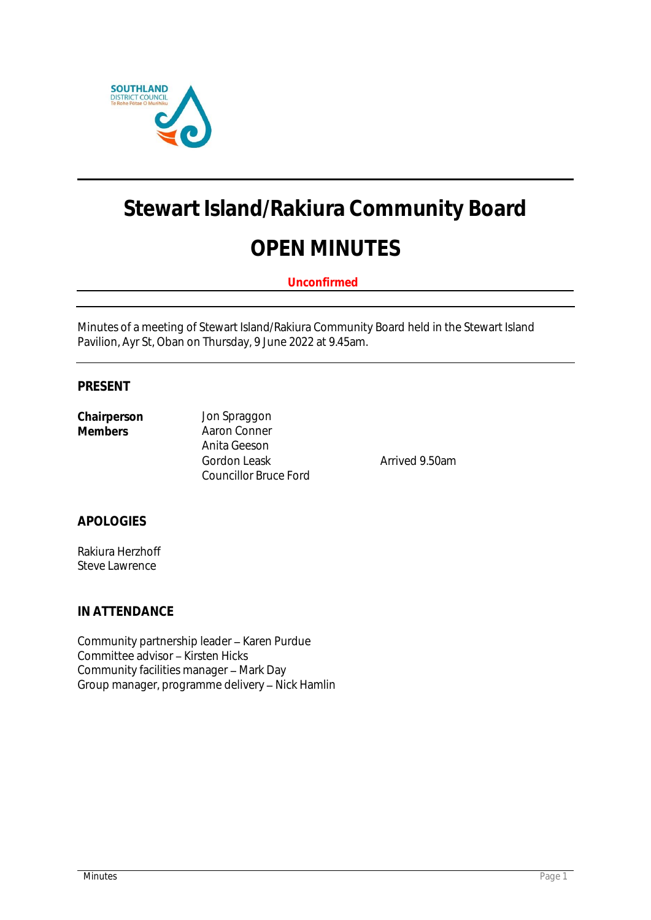# Stewart Island/Rakiura Community Board

# OPEN MINUTES

**Unconfirmed**

Minutes of a meeting of Stewart Island/Rakiura Community Board held in the Stewart Island Pavilion, Ayr St, Oban on Thursday, 9 June 2022 at 9.45am.

## PRESENT

| | | |
|---|---|---|
| **Chairperson** | Jon Spraggon | |
| **Members** | Aaron Conner | |
| | Anita Geeson | |
| | Gordon Leask | Arrived 9.50am |
| | Councillor Bruce Ford | |

## APOLOGIES

Rakiura Herzhoff
Steve Lawrence

## IN ATTENDANCE

Community partnership leader – Karen Purdue
Committee advisor – Kirsten Hicks
Community facilities manager – Mark Day
Group manager, programme delivery – Nick Hamlin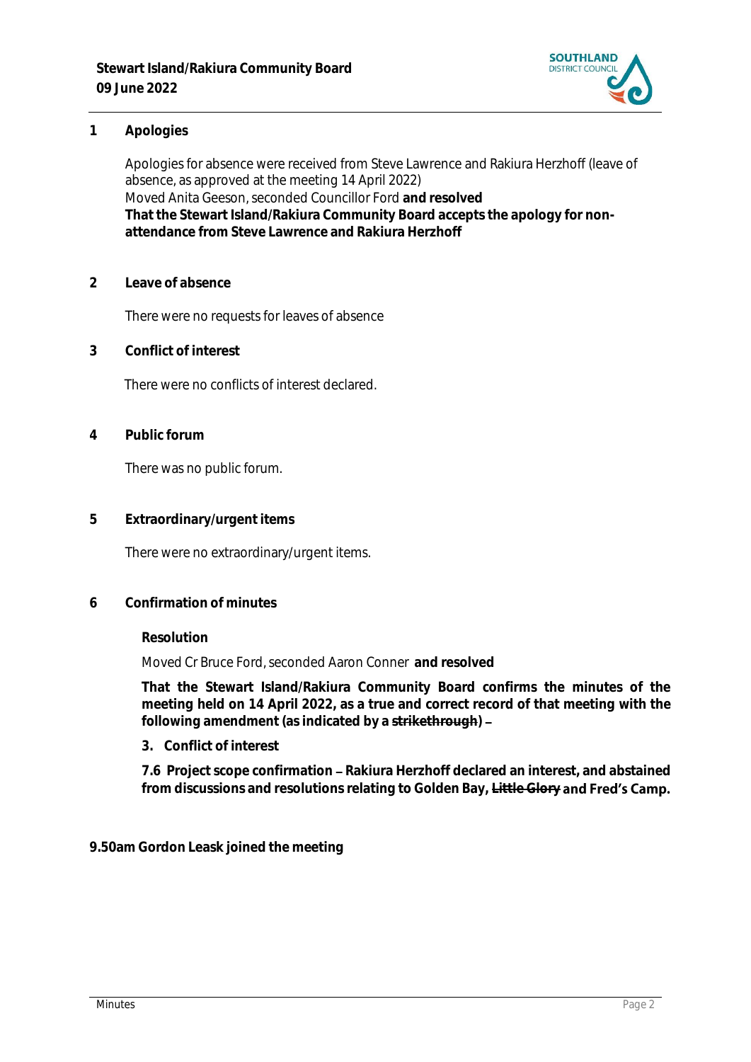## 1 Apologies

Apologies for absence were received from Steve Lawrence and Rakiura Herzhoff (leave of absence, as approved at the meeting 14 April 2022)
Moved Anita Geeson, seconded Councillor Ford **and resolved**
**That the Stewart Island/Rakiura Community Board accepts the apology for non-attendance from Steve Lawrence and Rakiura Herzhoff**

## 2 Leave of absence

There were no requests for leaves of absence

## 3 Conflict of interest

There were no conflicts of interest declared.

## 4 Public forum

There was no public forum.

## 5 Extraordinary/urgent items

There were no extraordinary/urgent items.

## 6 Confirmation of minutes

**Resolution**

Moved Cr Bruce Ford, seconded Aaron Conner **and resolved**

**That the Stewart Island/Rakiura Community Board confirms the minutes of the meeting held on 14 April 2022, as a true and correct record of that meeting with the following amendment (as indicated by a ~~strikethrough~~) –**

**3. Conflict of interest**

**7.6 Project scope confirmation – Rakiura Herzhoff declared an interest, and abstained from discussions and resolutions relating to Golden Bay, ~~Little Glory~~ and Fred's Camp.**

**9.50am Gordon Leask joined the meeting**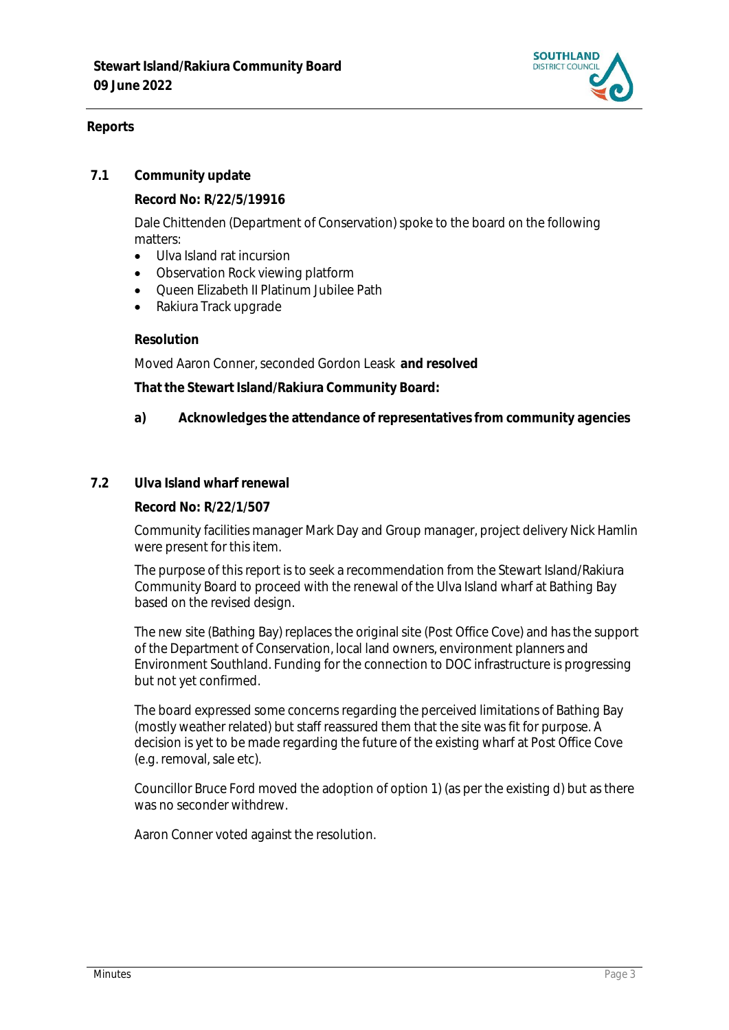## Reports

### 7.1 Community update

**Record No: R/22/5/19916**

Dale Chittenden (Department of Conservation) spoke to the board on the following matters:

- Ulva Island rat incursion
- Observation Rock viewing platform
- Queen Elizabeth II Platinum Jubilee Path
- Rakiura Track upgrade

**Resolution**

Moved Aaron Conner, seconded Gordon Leask **and resolved**

**That the Stewart Island/Rakiura Community Board:**

**a) Acknowledges the attendance of representatives from community agencies**

### 7.2 Ulva Island wharf renewal

**Record No: R/22/1/507**

Community facilities manager Mark Day and Group manager, project delivery Nick Hamlin were present for this item.

The purpose of this report is to seek a recommendation from the Stewart Island/Rakiura Community Board to proceed with the renewal of the Ulva Island wharf at Bathing Bay based on the revised design.

The new site (Bathing Bay) replaces the original site (Post Office Cove) and has the support of the Department of Conservation, local land owners, environment planners and Environment Southland. Funding for the connection to DOC infrastructure is progressing but not yet confirmed.

The board expressed some concerns regarding the perceived limitations of Bathing Bay (mostly weather related) but staff reassured them that the site was fit for purpose. A decision is yet to be made regarding the future of the existing wharf at Post Office Cove (e.g. removal, sale etc).

Councillor Bruce Ford moved the adoption of option 1) (as per the existing d) but as there was no seconder withdrew.

Aaron Conner voted against the resolution.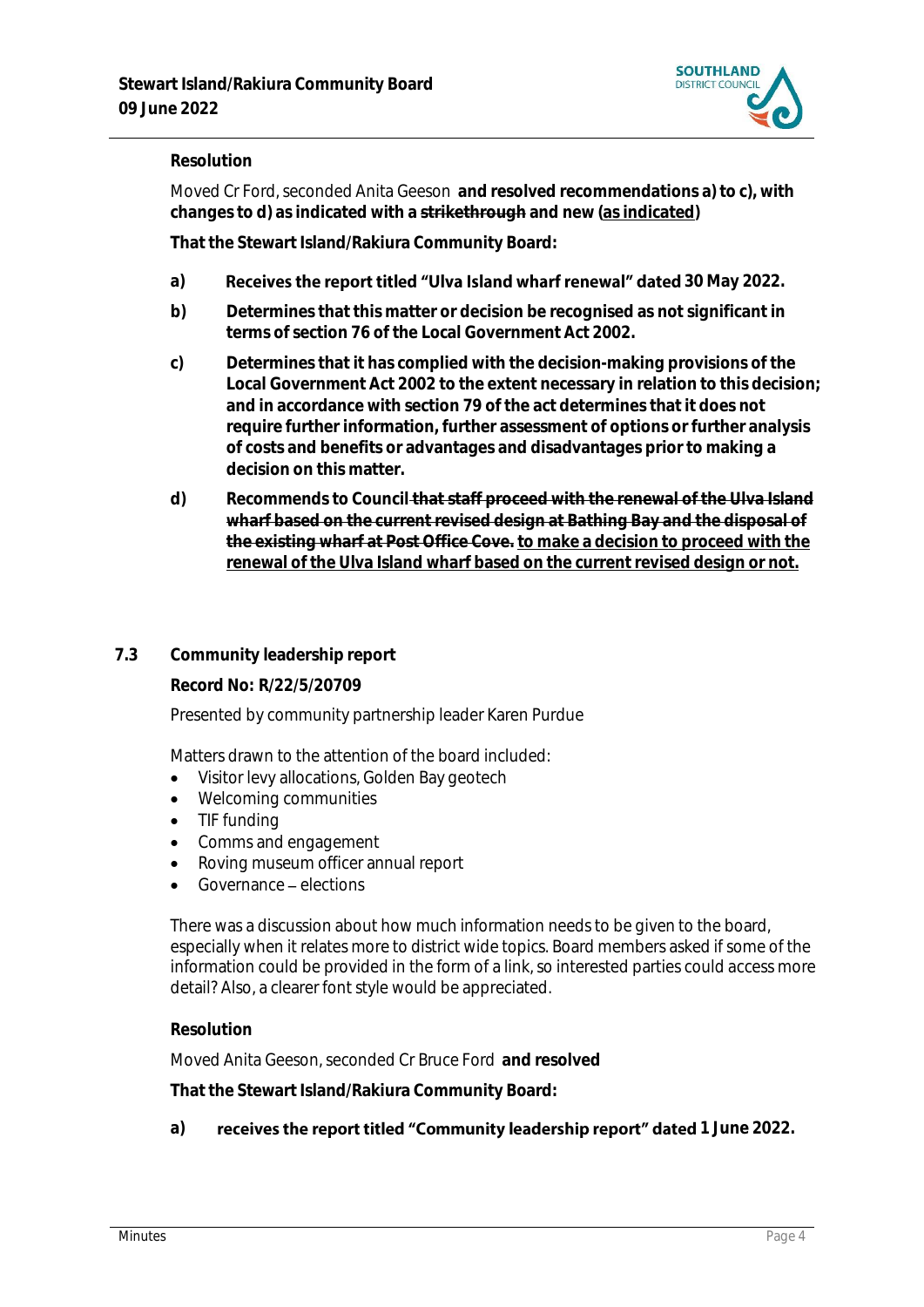**Resolution**

Moved Cr Ford, seconded Anita Geeson **and resolved recommendations a) to c), with changes to d) as indicated with a ~~strikethrough~~ and new (<u>as indicated</u>)**

**That the Stewart Island/Rakiura Community Board:**

**a)** **Receives the report titled "Ulva Island wharf renewal" dated 30 May 2022.**

**b)** **Determines that this matter or decision be recognised as not significant in terms of section 76 of the Local Government Act 2002.**

**c)** **Determines that it has complied with the decision-making provisions of the Local Government Act 2002 to the extent necessary in relation to this decision; and in accordance with section 79 of the act determines that it does not require further information, further assessment of options or further analysis of costs and benefits or advantages and disadvantages prior to making a decision on this matter.**

**d)** **Recommends to Council ~~that staff proceed with the renewal of the Ulva Island wharf based on the current revised design at Bathing Bay and the disposal of the existing wharf at Post Office Cove.~~ <u>to make a decision to proceed with the renewal of the Ulva Island wharf based on the current revised design or not.</u>**

## 7.3 Community leadership report

**Record No: R/22/5/20709**

Presented by community partnership leader Karen Purdue

Matters drawn to the attention of the board included:

- Visitor levy allocations, Golden Bay geotech
- Welcoming communities
- TIF funding
- Comms and engagement
- Roving museum officer annual report
- Governance – elections

There was a discussion about how much information needs to be given to the board, especially when it relates more to district wide topics. Board members asked if some of the information could be provided in the form of a link, so interested parties could access more detail? Also, a clearer font style would be appreciated.

**Resolution**

Moved Anita Geeson, seconded Cr Bruce Ford **and resolved**

**That the Stewart Island/Rakiura Community Board:**

**a)** **receives the report titled "Community leadership report" dated 1 June 2022.**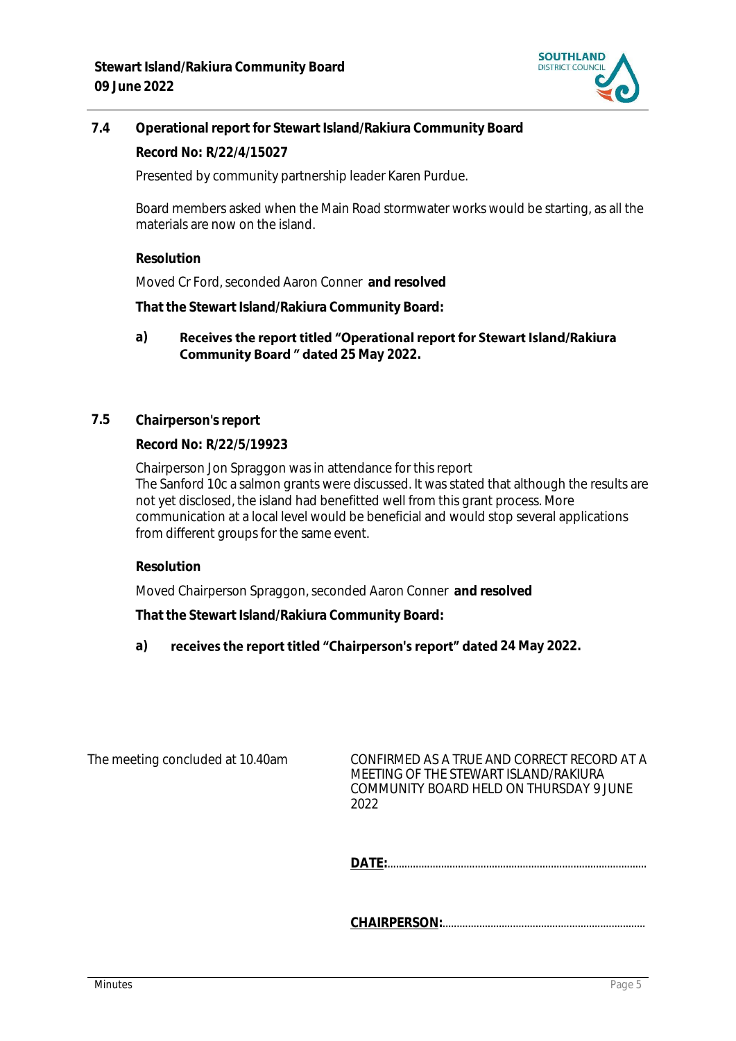### 7.4 Operational report for Stewart Island/Rakiura Community Board

**Record No: R/22/4/15027**

Presented by community partnership leader Karen Purdue.

Board members asked when the Main Road stormwater works would be starting, as all the materials are now on the island.

**Resolution**

Moved Cr Ford, seconded Aaron Conner **and resolved**

**That the Stewart Island/Rakiura Community Board:**

**a) Receives the report titled "Operational report for Stewart Island/Rakiura Community Board " dated 25 May 2022.**

### 7.5 Chairperson's report

**Record No: R/22/5/19923**

Chairperson Jon Spraggon was in attendance for this report
The Sanford 10c a salmon grants were discussed. It was stated that although the results are not yet disclosed, the island had benefitted well from this grant process. More communication at a local level would be beneficial and would stop several applications from different groups for the same event.

**Resolution**

Moved Chairperson Spraggon, seconded Aaron Conner **and resolved**

**That the Stewart Island/Rakiura Community Board:**

**a) receives the report titled "Chairperson's report" dated 24 May 2022.**

The meeting concluded at 10.40am

CONFIRMED AS A TRUE AND CORRECT RECORD AT A MEETING OF THE STEWART ISLAND/RAKIURA COMMUNITY BOARD HELD ON THURSDAY 9 JUNE 2022

**DATE:**...............................................................................................

**CHAIRPERSON:**.....................................................................